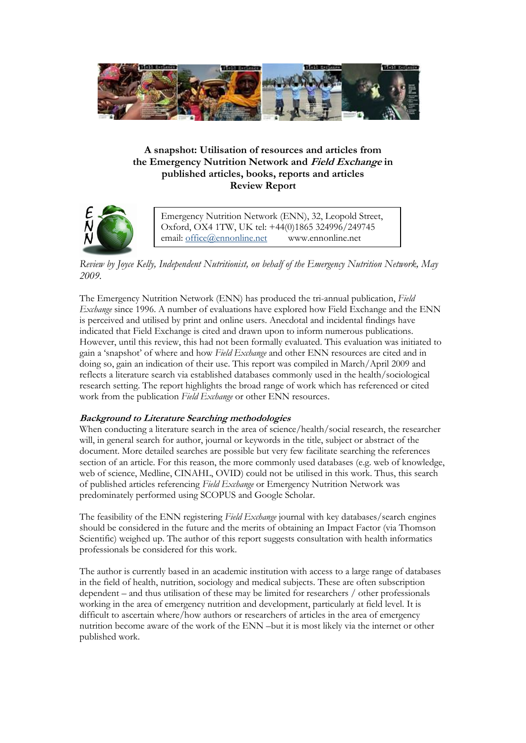**A snapshot: Utilisation of resources and articles from the Emergency Nutrition Network and *Field Exchange* in published articles, books, reports and articles**
**Review Report**

Emergency Nutrition Network (ENN), 32, Leopold Street, Oxford, OX4 1TW, UK tel: +44(0)1865 324996/249745
email: office@ennonline.net www.ennonline.net

*Review by Joyce Kelly, Independent Nutritionist, on behalf of the Emergency Nutrition Network, May 2009.*

The Emergency Nutrition Network (ENN) has produced the tri-annual publication, *Field Exchange* since 1996. A number of evaluations have explored how Field Exchange and the ENN is perceived and utilised by print and online users. Anecdotal and incidental findings have indicated that Field Exchange is cited and drawn upon to inform numerous publications. However, until this review, this had not been formally evaluated. This evaluation was initiated to gain a 'snapshot' of where and how *Field Exchange* and other ENN resources are cited and in doing so, gain an indication of their use. This report was compiled in March/April 2009 and reflects a literature search via established databases commonly used in the health/sociological research setting. The report highlights the broad range of work which has referenced or cited work from the publication *Field Exchange* or other ENN resources.

***Background to Literature Searching methodologies***

When conducting a literature search in the area of science/health/social research, the researcher will, in general search for author, journal or keywords in the title, subject or abstract of the document. More detailed searches are possible but very few facilitate searching the references section of an article. For this reason, the more commonly used databases (e.g. web of knowledge, web of science, Medline, CINAHL, OVID) could not be utilised in this work. Thus, this search of published articles referencing *Field Exchange* or Emergency Nutrition Network was predominately performed using SCOPUS and Google Scholar.

The feasibility of the ENN registering *Field Exchange* journal with key databases/search engines should be considered in the future and the merits of obtaining an Impact Factor (via Thomson Scientific) weighed up. The author of this report suggests consultation with health informatics professionals be considered for this work.

The author is currently based in an academic institution with access to a large range of databases in the field of health, nutrition, sociology and medical subjects. These are often subscription dependent – and thus utilisation of these may be limited for researchers / other professionals working in the area of emergency nutrition and development, particularly at field level. It is difficult to ascertain where/how authors or researchers of articles in the area of emergency nutrition become aware of the work of the ENN –but it is most likely via the internet or other published work.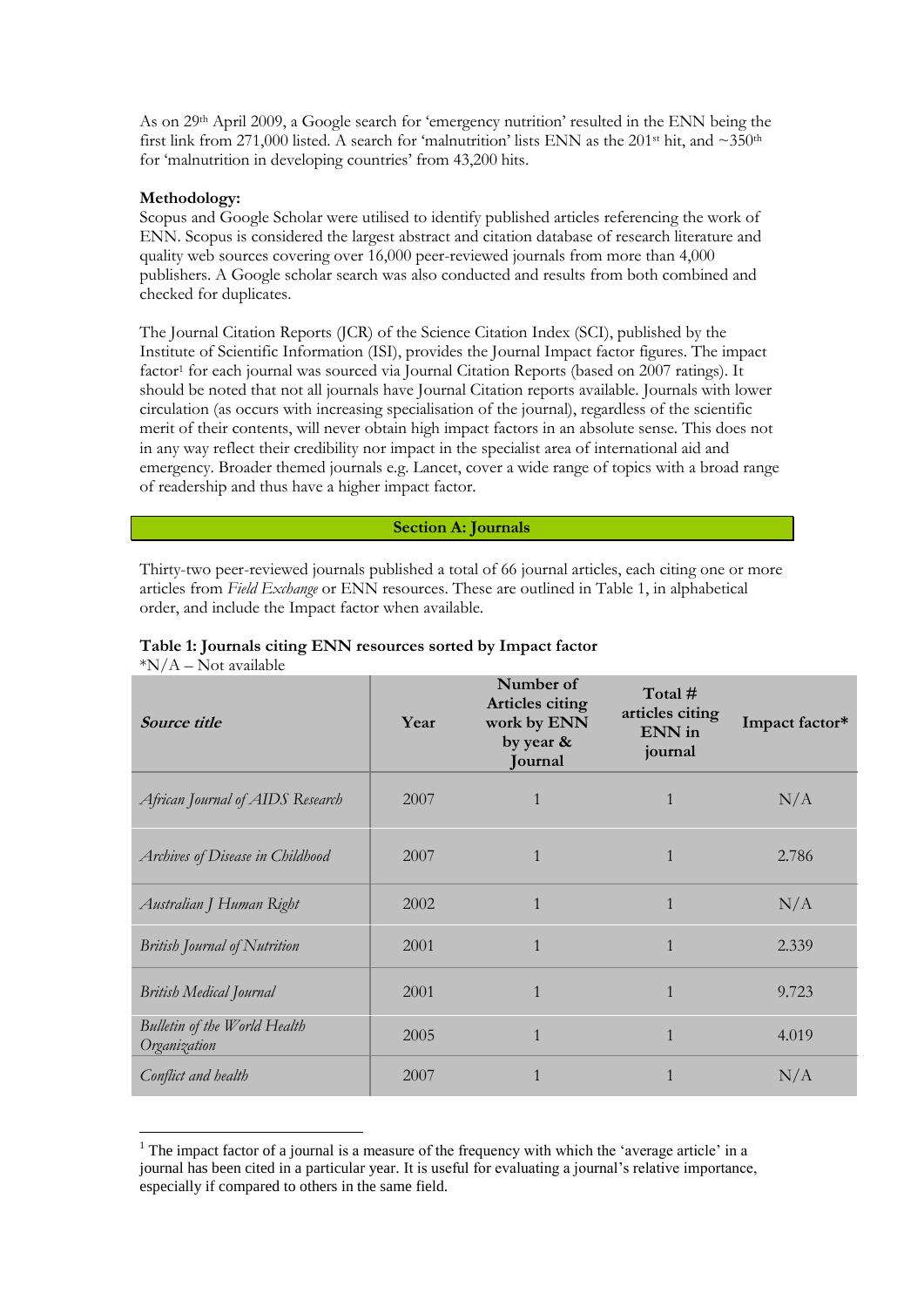As on 29th April 2009, a Google search for 'emergency nutrition' resulted in the ENN being the first link from 271,000 listed. A search for 'malnutrition' lists ENN as the 201st hit, and ~350th for 'malnutrition in developing countries' from 43,200 hits.

**Methodology:**
Scopus and Google Scholar were utilised to identify published articles referencing the work of ENN. Scopus is considered the largest abstract and citation database of research literature and quality web sources covering over 16,000 peer-reviewed journals from more than 4,000 publishers. A Google scholar search was also conducted and results from both combined and checked for duplicates.

The Journal Citation Reports (JCR) of the Science Citation Index (SCI), published by the Institute of Scientific Information (ISI), provides the Journal Impact factor figures. The impact factor[1] for each journal was sourced via Journal Citation Reports (based on 2007 ratings). It should be noted that not all journals have Journal Citation reports available. Journals with lower circulation (as occurs with increasing specialisation of the journal), regardless of the scientific merit of their contents, will never obtain high impact factors in an absolute sense. This does not in any way reflect their credibility nor impact in the specialist area of international aid and emergency. Broader themed journals e.g. Lancet, cover a wide range of topics with a broad range of readership and thus have a higher impact factor.

## Section A: Journals

Thirty-two peer-reviewed journals published a total of 66 journal articles, each citing one or more articles from *Field Exchange* or ENN resources. These are outlined in Table 1, in alphabetical order, and include the Impact factor when available.

**Table 1: Journals citing ENN resources sorted by Impact factor**
*N/A – Not available

| ***Source title*** | **Year** | **Number of Articles citing work by ENN by year & Journal** | **Total # articles citing ENN in journal** | **Impact factor*** |
|---|---|---|---|---|
| *African Journal of AIDS Research* | 2007 | 1 | 1 | N/A |
| *Archives of Disease in Childhood* | 2007 | 1 | 1 | 2.786 |
| *Australian J Human Right* | 2002 | 1 | 1 | N/A |
| *British Journal of Nutrition* | 2001 | 1 | 1 | 2.339 |
| *British Medical Journal* | 2001 | 1 | 1 | 9.723 |
| *Bulletin of the World Health Organization* | 2005 | 1 | 1 | 4.019 |
| *Conflict and health* | 2007 | 1 | 1 | N/A |

[1] The impact factor of a journal is a measure of the frequency with which the 'average article' in a journal has been cited in a particular year. It is useful for evaluating a journal's relative importance, especially if compared to others in the same field.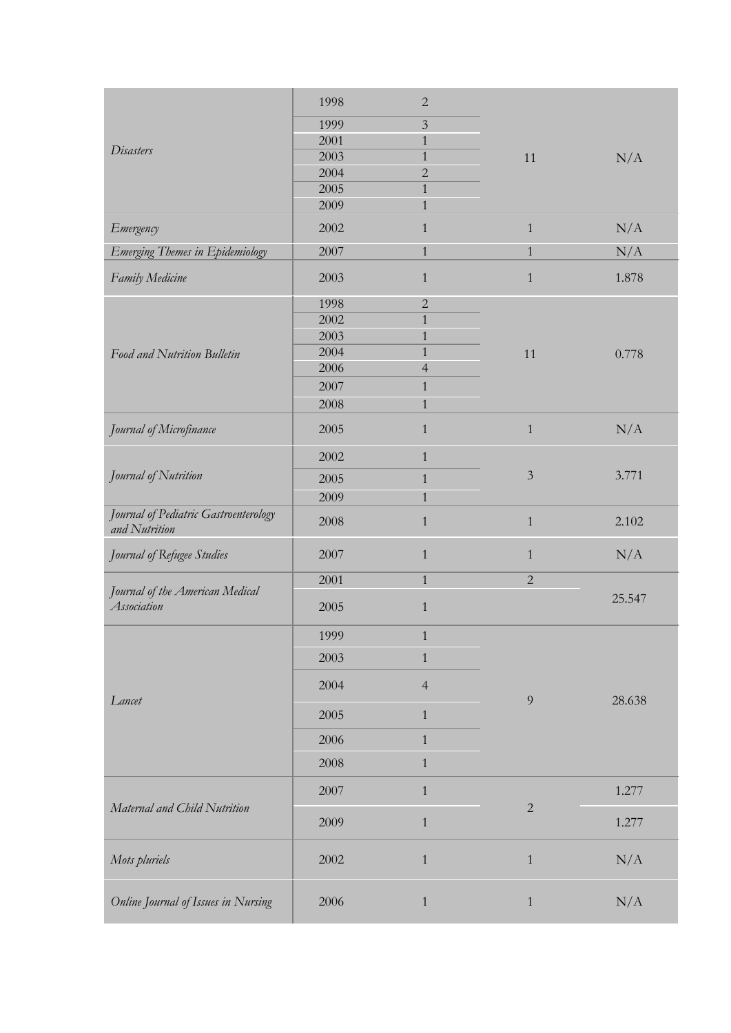| | | | | |
|---|---|---|---|---|
| *Disasters* | 1998 | 2 | 11 | N/A |
| | 1999 | 3 | | |
| | 2001 | 1 | | |
| | 2003 | 1 | | |
| | 2004 | 2 | | |
| | 2005 | 1 | | |
| | 2009 | 1 | | |
| *Emergency* | 2002 | 1 | 1 | N/A |
| *Emerging Themes in Epidemiology* | 2007 | 1 | 1 | N/A |
| *Family Medicine* | 2003 | 1 | 1 | 1.878 |
| *Food and Nutrition Bulletin* | 1998 | 2 | 11 | 0.778 |
| | 2002 | 1 | | |
| | 2003 | 1 | | |
| | 2004 | 1 | | |
| | 2006 | 4 | | |
| | 2007 | 1 | | |
| | 2008 | 1 | | |
| *Journal of Microfinance* | 2005 | 1 | 1 | N/A |
| *Journal of Nutrition* | 2002 | 1 | 3 | 3.771 |
| | 2005 | 1 | | |
| | 2009 | 1 | | |
| *Journal of Pediatric Gastroenterology and Nutrition* | 2008 | 1 | 1 | 2.102 |
| *Journal of Refugee Studies* | 2007 | 1 | 1 | N/A |
| *Journal of the American Medical Association* | 2001 | 1 | 2 | 25.547 |
| | 2005 | 1 | | |
| *Lancet* | 1999 | 1 | 9 | 28.638 |
| | 2003 | 1 | | |
| | 2004 | 4 | | |
| | 2005 | 1 | | |
| | 2006 | 1 | | |
| | 2008 | 1 | | |
| *Maternal and Child Nutrition* | 2007 | 1 | 2 | 1.277 |
| | 2009 | 1 | | 1.277 |
| *Mots pluriels* | 2002 | 1 | 1 | N/A |
| *Online Journal of Issues in Nursing* | 2006 | 1 | 1 | N/A |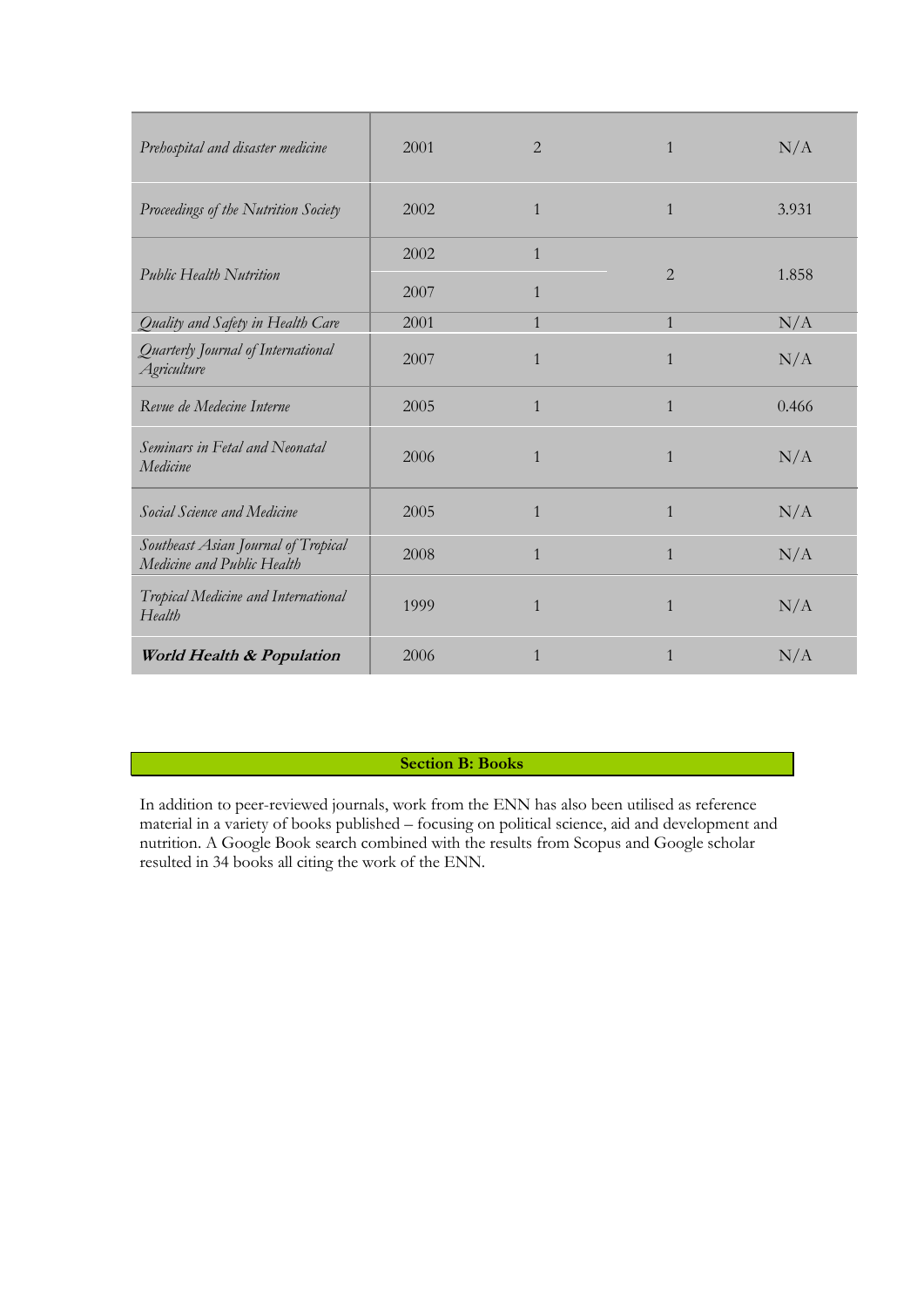| | | | | |
|---|---|---|---|---|
| *Prehospital and disaster medicine* | 2001 | 2 | 1 | N/A |
| *Proceedings of the Nutrition Society* | 2002 | 1 | 1 | 3.931 |
| *Public Health Nutrition* | 2002 | 1 | 2 | 1.858 |
| | 2007 | 1 | | |
| *Quality and Safety in Health Care* | 2001 | 1 | 1 | N/A |
| *Quarterly Journal of International Agriculture* | 2007 | 1 | 1 | N/A |
| *Revue de Medecine Interne* | 2005 | 1 | 1 | 0.466 |
| *Seminars in Fetal and Neonatal Medicine* | 2006 | 1 | 1 | N/A |
| *Social Science and Medicine* | 2005 | 1 | 1 | N/A |
| *Southeast Asian Journal of Tropical Medicine and Public Health* | 2008 | 1 | 1 | N/A |
| *Tropical Medicine and International Health* | 1999 | 1 | 1 | N/A |
| ***World Health & Population*** | 2006 | 1 | 1 | N/A |

## Section B: Books

In addition to peer-reviewed journals, work from the ENN has also been utilised as reference material in a variety of books published – focusing on political science, aid and development and nutrition. A Google Book search combined with the results from Scopus and Google scholar resulted in 34 books all citing the work of the ENN.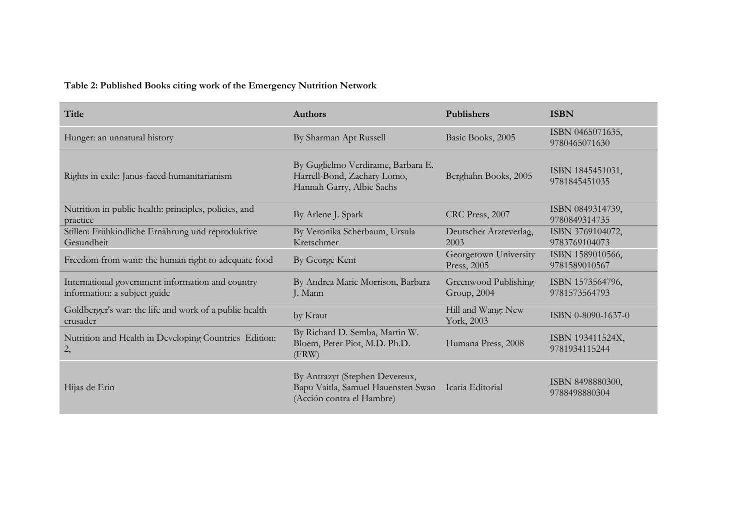**Table 2: Published Books citing work of the Emergency Nutrition Network**

| Title | Authors | Publishers | ISBN |
|---|---|---|---|
| Hunger: an unnatural history | By Sharman Apt Russell | Basic Books, 2005 | ISBN 0465071635, 9780465071630 |
| Rights in exile: Janus-faced humanitarianism | By Guglielmo Verdirame, Barbara E. Harrell-Bond, Zachary Lomo, Hannah Garry, Albie Sachs | Berghahn Books, 2005 | ISBN 1845451031, 9781845451035 |
| Nutrition in public health: principles, policies, and practice | By Arlene J. Spark | CRC Press, 2007 | ISBN 0849314739, 9780849314735 |
| Stillen: Frühkindliche Ernährung und reproduktive Gesundheit | By Veronika Scherbaum, Ursula Kretschmer | Deutscher Ärzteverlag, 2003 | ISBN 3769104072, 9783769104073 |
| Freedom from want: the human right to adequate food | By George Kent | Georgetown University Press, 2005 | ISBN 1589010566, 9781589010567 |
| International government information and country information: a subject guide | By Andrea Marie Morrison, Barbara J. Mann | Greenwood Publishing Group, 2004 | ISBN 1573564796, 9781573564793 |
| Goldberger's war: the life and work of a public health crusader | by Kraut | Hill and Wang: New York, 2003 | ISBN 0-8090-1637-0 |
| Nutrition and Health in Developing Countries Edition: 2, | By Richard D. Semba, Martin W. Bloem, Peter Piot, M.D. Ph.D. (FRW) | Humana Press, 2008 | ISBN 193411524X, 9781934115244 |
| Hijas de Erin | By Antrazyt (Stephen Devereux, Bapu Vaitla, Samuel Hauensten Swan (Acción contra el Hambre) | Icaria Editorial | ISBN 8498880300, 9788498880304 |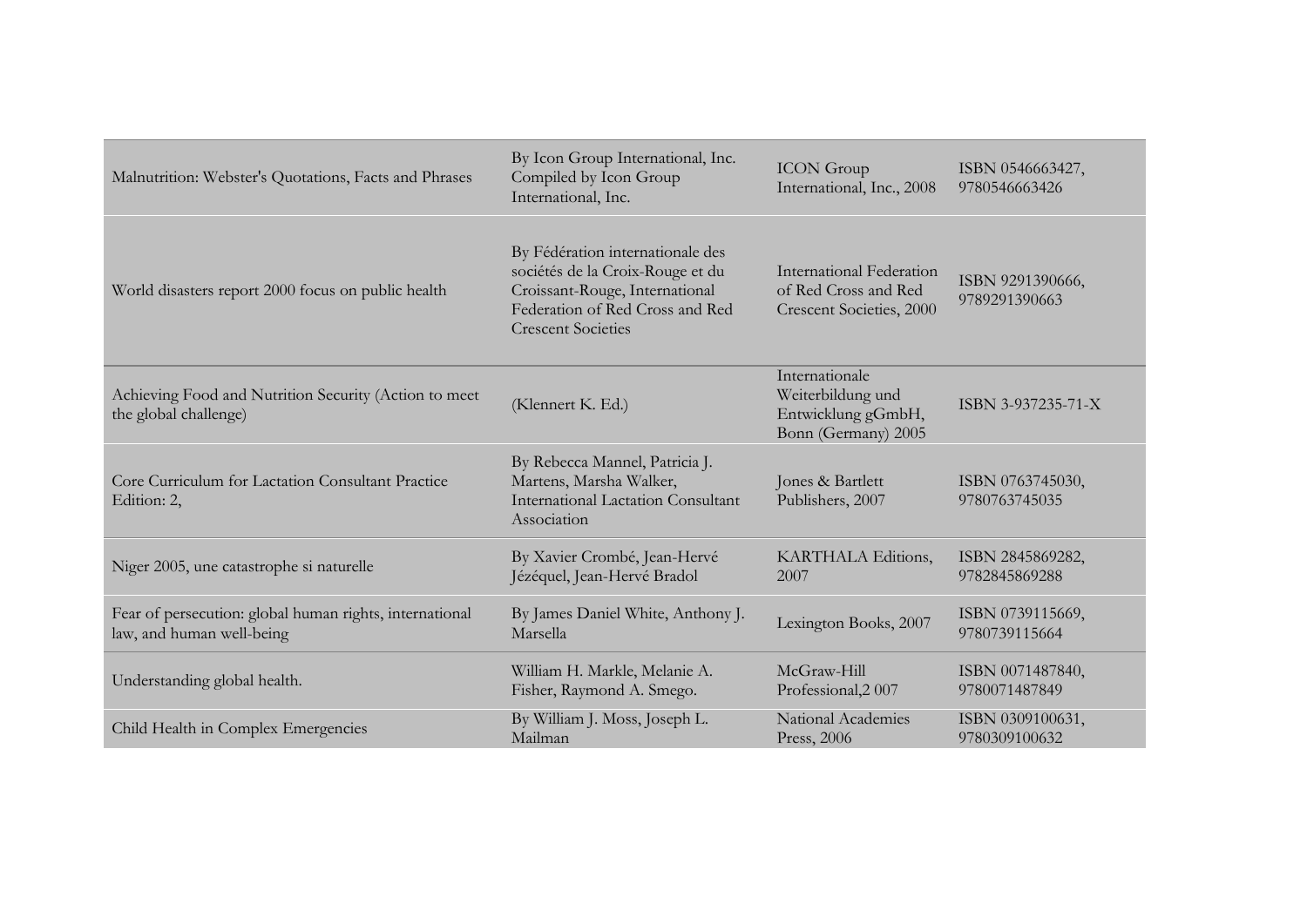| | | | |
|---|---|---|---|
| Malnutrition: Webster's Quotations, Facts and Phrases | By Icon Group International, Inc. Compiled by Icon Group International, Inc. | ICON Group International, Inc., 2008 | ISBN 0546663427, 9780546663426 |
| World disasters report 2000 focus on public health | By Fédération internationale des sociétés de la Croix-Rouge et du Croissant-Rouge, International Federation of Red Cross and Red Crescent Societies | International Federation of Red Cross and Red Crescent Societies, 2000 | ISBN 9291390666, 9789291390663 |
| Achieving Food and Nutrition Security (Action to meet the global challenge) | (Klennert K. Ed.) | Internationale Weiterbildung und Entwicklung gGmbH, Bonn (Germany) 2005 | ISBN 3-937235-71-X |
| Core Curriculum for Lactation Consultant Practice Edition: 2, | By Rebecca Mannel, Patricia J. Martens, Marsha Walker, International Lactation Consultant Association | Jones & Bartlett Publishers, 2007 | ISBN 0763745030, 9780763745035 |
| Niger 2005, une catastrophe si naturelle | By Xavier Crombé, Jean-Hervé Jézéquel, Jean-Hervé Bradol | KARTHALA Editions, 2007 | ISBN 2845869282, 9782845869288 |
| Fear of persecution: global human rights, international law, and human well-being | By James Daniel White, Anthony J. Marsella | Lexington Books, 2007 | ISBN 0739115669, 9780739115664 |
| Understanding global health. | William H. Markle, Melanie A. Fisher, Raymond A. Smego. | McGraw-Hill Professional,2 007 | ISBN 0071487840, 9780071487849 |
| Child Health in Complex Emergencies | By William J. Moss, Joseph L. Mailman | National Academies Press, 2006 | ISBN 0309100631, 9780309100632 |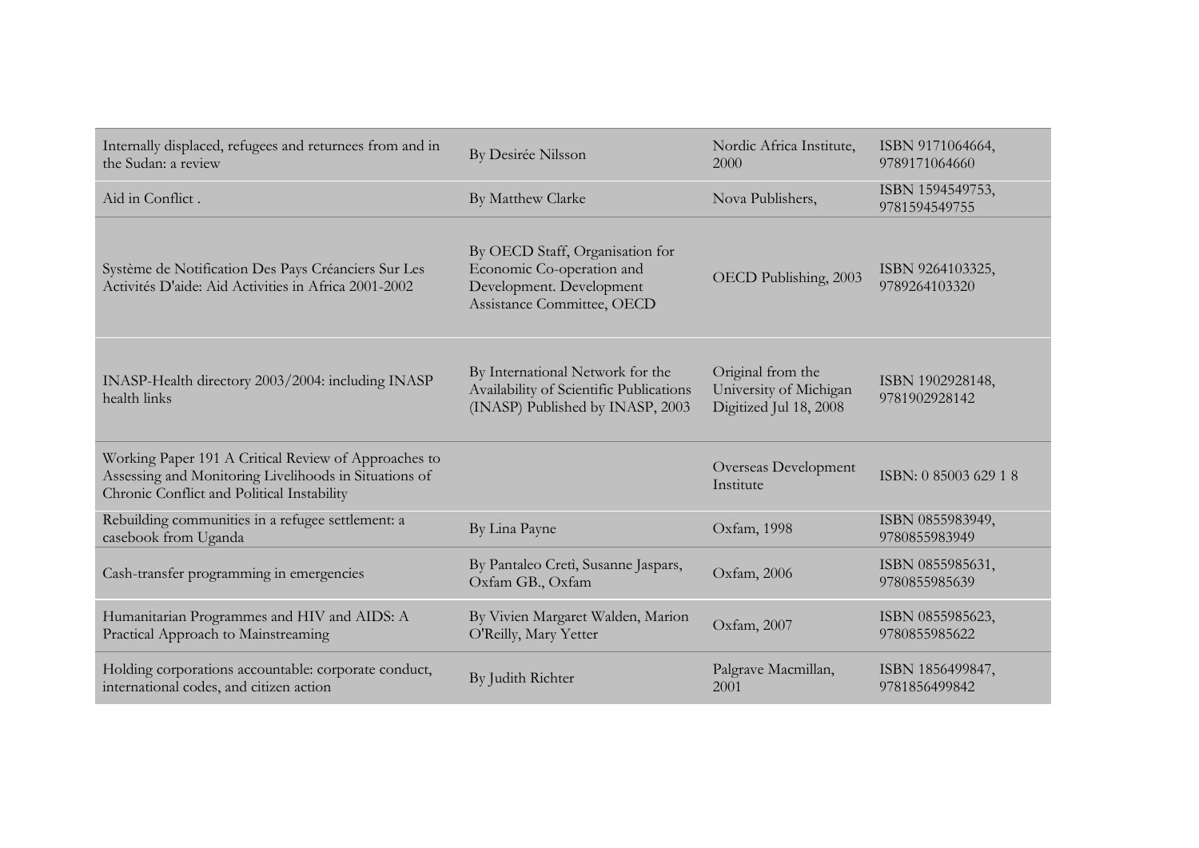| | | | |
|---|---|---|---|
| Internally displaced, refugees and returnees from and in the Sudan: a review | By Desirée Nilsson | Nordic Africa Institute, 2000 | ISBN 9171064664, 9789171064660 |
| Aid in Conflict . | By Matthew Clarke | Nova Publishers, | ISBN 1594549753, 9781594549755 |
| Système de Notification Des Pays Créanciers Sur Les Activités D'aide: Aid Activities in Africa 2001-2002 | By OECD Staff, Organisation for Economic Co-operation and Development. Development Assistance Committee, OECD | OECD Publishing, 2003 | ISBN 9264103325, 9789264103320 |
| INASP-Health directory 2003/2004: including INASP health links | By International Network for the Availability of Scientific Publications (INASP) Published by INASP, 2003 | Original from the University of Michigan Digitized Jul 18, 2008 | ISBN 1902928148, 9781902928142 |
| Working Paper 191 A Critical Review of Approaches to Assessing and Monitoring Livelihoods in Situations of Chronic Conflict and Political Instability | | Overseas Development Institute | ISBN: 0 85003 629 1 8 |
| Rebuilding communities in a refugee settlement: a casebook from Uganda | By Lina Payne | Oxfam, 1998 | ISBN 0855983949, 9780855983949 |
| Cash-transfer programming in emergencies | By Pantaleo Cretì, Susanne Jaspars, Oxfam GB., Oxfam | Oxfam, 2006 | ISBN 0855985631, 9780855985639 |
| Humanitarian Programmes and HIV and AIDS: A Practical Approach to Mainstreaming | By Vivien Margaret Walden, Marion O'Reilly, Mary Yetter | Oxfam, 2007 | ISBN 0855985623, 9780855985622 |
| Holding corporations accountable: corporate conduct, international codes, and citizen action | By Judith Richter | Palgrave Macmillan, 2001 | ISBN 1856499847, 9781856499842 |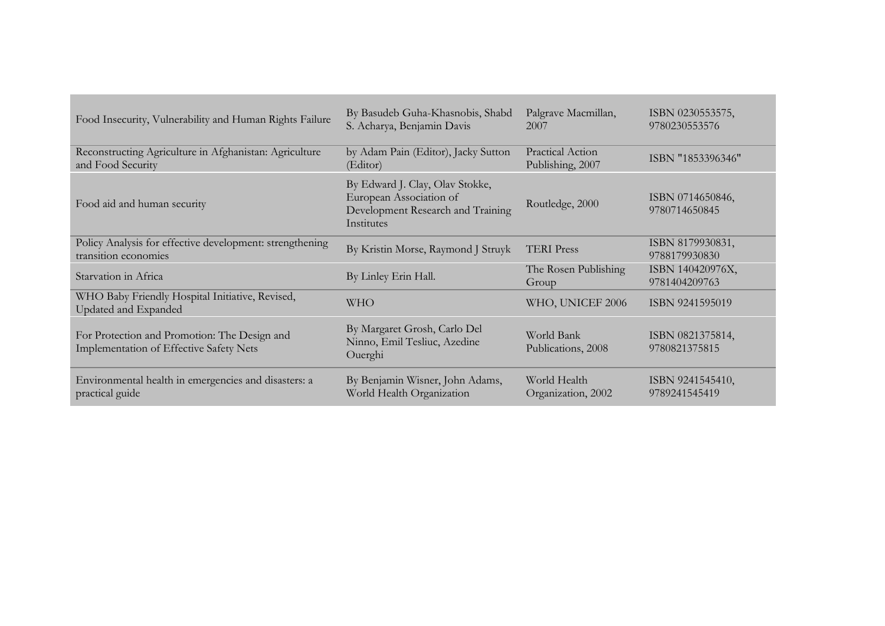| | | | |
|---|---|---|---|
| Food Insecurity, Vulnerability and Human Rights Failure | By Basudeb Guha-Khasnobis, Shabd S. Acharya, Benjamin Davis | Palgrave Macmillan, 2007 | ISBN 0230553575, 9780230553576 |
| Reconstructing Agriculture in Afghanistan: Agriculture and Food Security | by Adam Pain (Editor), Jacky Sutton (Editor) | Practical Action Publishing, 2007 | ISBN "1853396346" |
| Food aid and human security | By Edward J. Clay, Olav Stokke, European Association of Development Research and Training Institutes | Routledge, 2000 | ISBN 0714650846, 9780714650845 |
| Policy Analysis for effective development: strengthening transition economies | By Kristin Morse, Raymond J Struyk | TERI Press | ISBN 8179930831, 9788179930830 |
| Starvation in Africa | By Linley Erin Hall. | The Rosen Publishing Group | ISBN 140420976X, 9781404209763 |
| WHO Baby Friendly Hospital Initiative, Revised, Updated and Expanded | WHO | WHO, UNICEF 2006 | ISBN 9241595019 |
| For Protection and Promotion: The Design and Implementation of Effective Safety Nets | By Margaret Grosh, Carlo Del Ninno, Emil Tesliuc, Azedine Ouerghi | World Bank Publications, 2008 | ISBN 0821375814, 9780821375815 |
| Environmental health in emergencies and disasters: a practical guide | By Benjamin Wisner, John Adams, World Health Organization | World Health Organization, 2002 | ISBN 9241545410, 9789241545419 |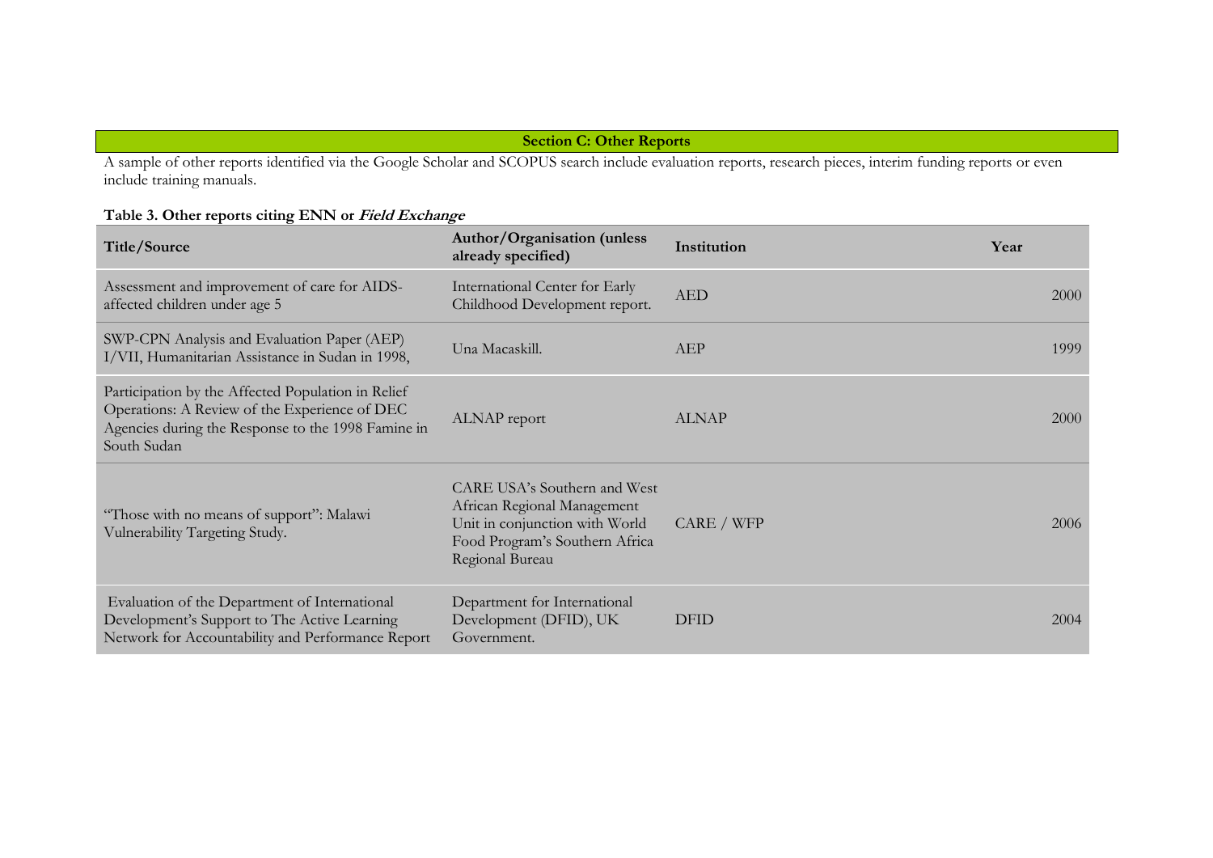## Section C: Other Reports

A sample of other reports identified via the Google Scholar and SCOPUS search include evaluation reports, research pieces, interim funding reports or even include training manuals.

**Table 3. Other reports citing ENN or *Field Exchange***

| Title/Source | Author/Organisation (unless already specified) | Institution | Year |
|---|---|---|---|
| Assessment and improvement of care for AIDS-affected children under age 5 | International Center for Early Childhood Development report. | AED | 2000 |
| SWP-CPN Analysis and Evaluation Paper (AEP) I/VII, Humanitarian Assistance in Sudan in 1998, | Una Macaskill. | AEP | 1999 |
| Participation by the Affected Population in Relief Operations: A Review of the Experience of DEC Agencies during the Response to the 1998 Famine in South Sudan | ALNAP report | ALNAP | 2000 |
| "Those with no means of support": Malawi Vulnerability Targeting Study. | CARE USA's Southern and West African Regional Management Unit in conjunction with World Food Program's Southern Africa Regional Bureau | CARE / WFP | 2006 |
| Evaluation of the Department of International Development's Support to The Active Learning Network for Accountability and Performance Report | Department for International Development (DFID), UK Government. | DFID | 2004 |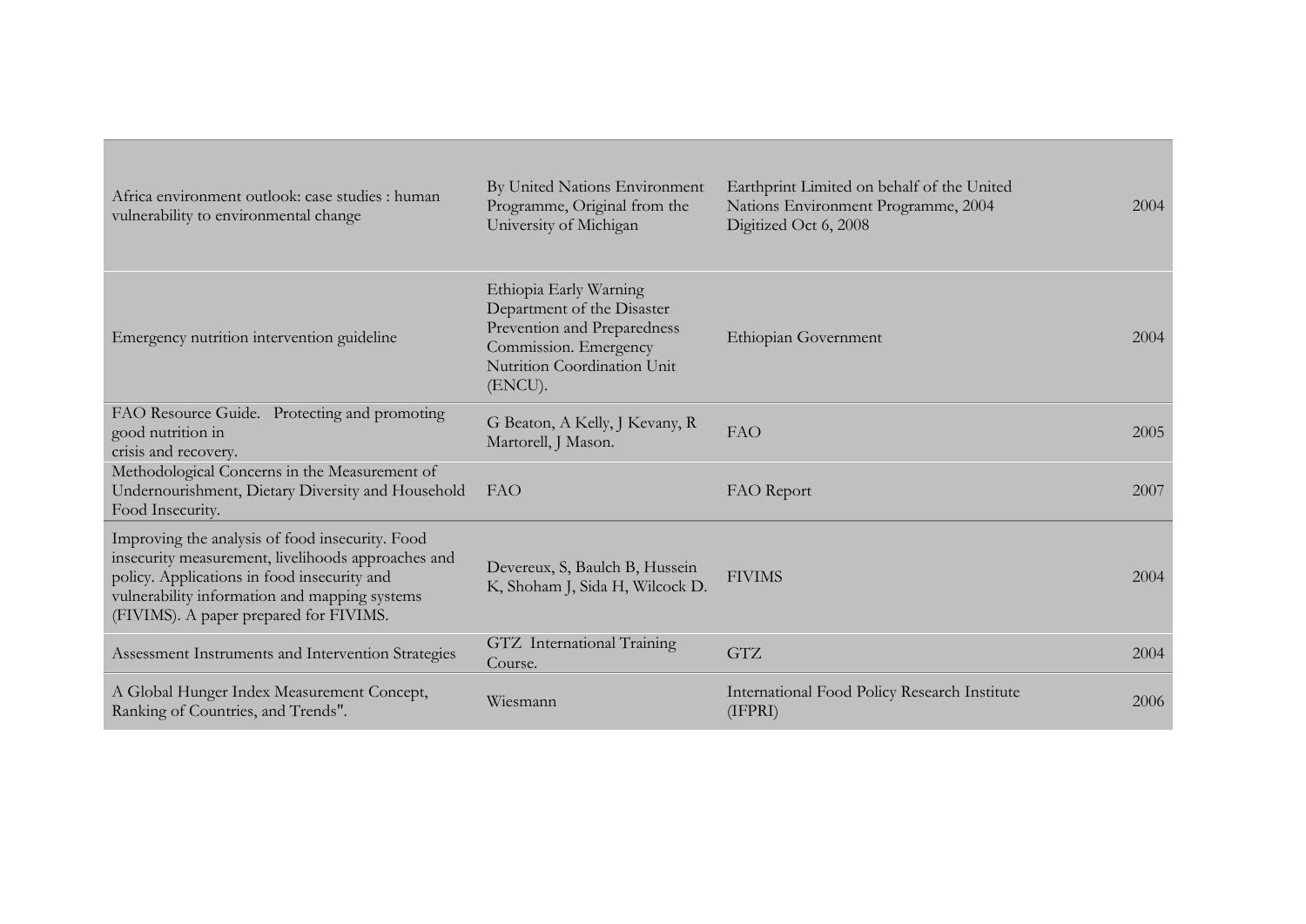| | | | |
|---|---|---|---|
| Africa environment outlook: case studies : human vulnerability to environmental change | By United Nations Environment Programme, Original from the University of Michigan | Earthprint Limited on behalf of the United Nations Environment Programme, 2004 Digitized Oct 6, 2008 | 2004 |
| Emergency nutrition intervention guideline | Ethiopia Early Warning Department of the Disaster Prevention and Preparedness Commission. Emergency Nutrition Coordination Unit (ENCU). | Ethiopian Government | 2004 |
| FAO Resource Guide. Protecting and promoting good nutrition in crisis and recovery. | G Beaton, A Kelly, J Kevany, R Martorell, J Mason. | FAO | 2005 |
| Methodological Concerns in the Measurement of Undernourishment, Dietary Diversity and Household Food Insecurity. | FAO | FAO Report | 2007 |
| Improving the analysis of food insecurity. Food insecurity measurement, livelihoods approaches and policy. Applications in food insecurity and vulnerability information and mapping systems (FIVIMS). A paper prepared for FIVIMS. | Devereux, S, Baulch B, Hussein K, Shoham J, Sida H, Wilcock D. | FIVIMS | 2004 |
| Assessment Instruments and Intervention Strategies | GTZ International Training Course. | GTZ | 2004 |
| A Global Hunger Index Measurement Concept, Ranking of Countries, and Trends". | Wiesmann | International Food Policy Research Institute (IFPRI) | 2006 |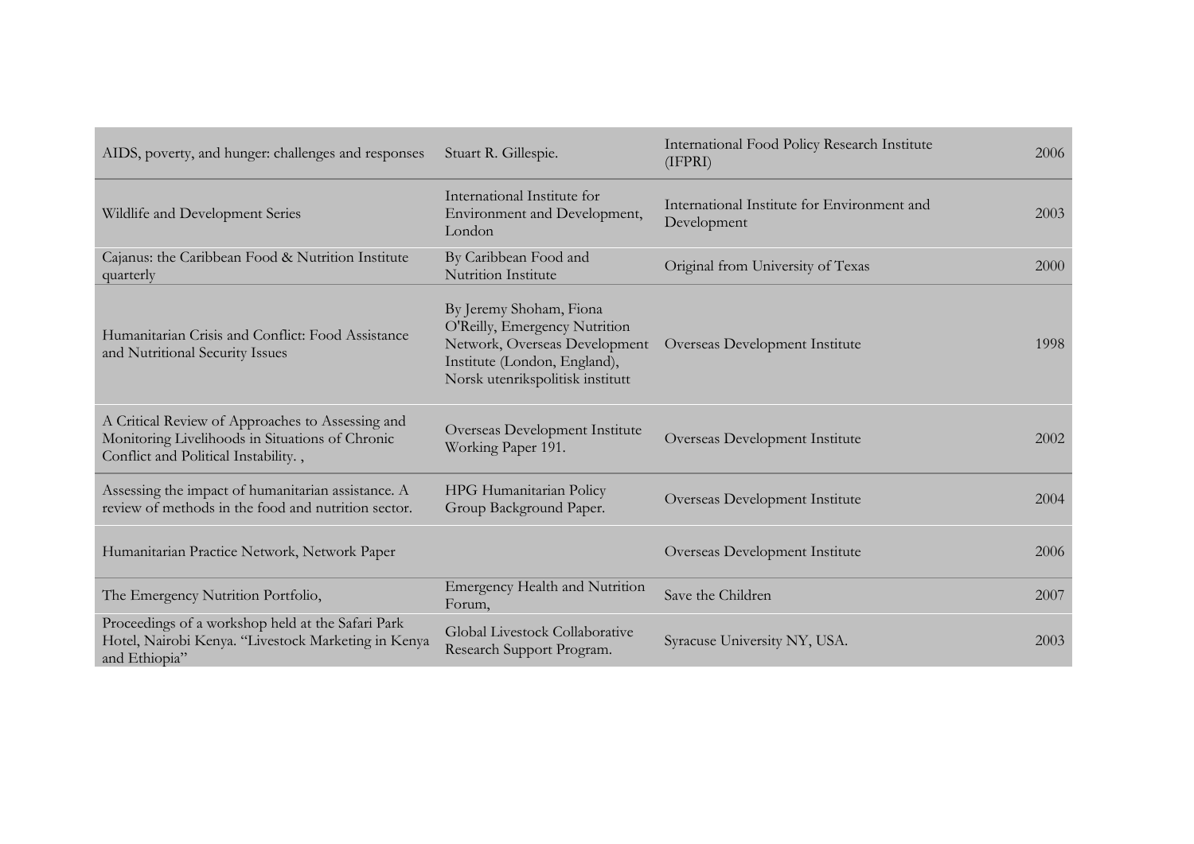| | | | |
|---|---|---|---|
| AIDS, poverty, and hunger: challenges and responses | Stuart R. Gillespie. | International Food Policy Research Institute (IFPRI) | 2006 |
| Wildlife and Development Series | International Institute for Environment and Development, London | International Institute for Environment and Development | 2003 |
| Cajanus: the Caribbean Food & Nutrition Institute quarterly | By Caribbean Food and Nutrition Institute | Original from University of Texas | 2000 |
| Humanitarian Crisis and Conflict: Food Assistance and Nutritional Security Issues | By Jeremy Shoham, Fiona O'Reilly, Emergency Nutrition Network, Overseas Development Institute (London, England), Norsk utenrikspolitisk institutt | Overseas Development Institute | 1998 |
| A Critical Review of Approaches to Assessing and Monitoring Livelihoods in Situations of Chronic Conflict and Political Instability. , | Overseas Development Institute Working Paper 191. | Overseas Development Institute | 2002 |
| Assessing the impact of humanitarian assistance. A review of methods in the food and nutrition sector. | HPG Humanitarian Policy Group Background Paper. | Overseas Development Institute | 2004 |
| Humanitarian Practice Network, Network Paper | | Overseas Development Institute | 2006 |
| The Emergency Nutrition Portfolio, | Emergency Health and Nutrition Forum, | Save the Children | 2007 |
| Proceedings of a workshop held at the Safari Park Hotel, Nairobi Kenya. "Livestock Marketing in Kenya and Ethiopia" | Global Livestock Collaborative Research Support Program. | Syracuse University NY, USA. | 2003 |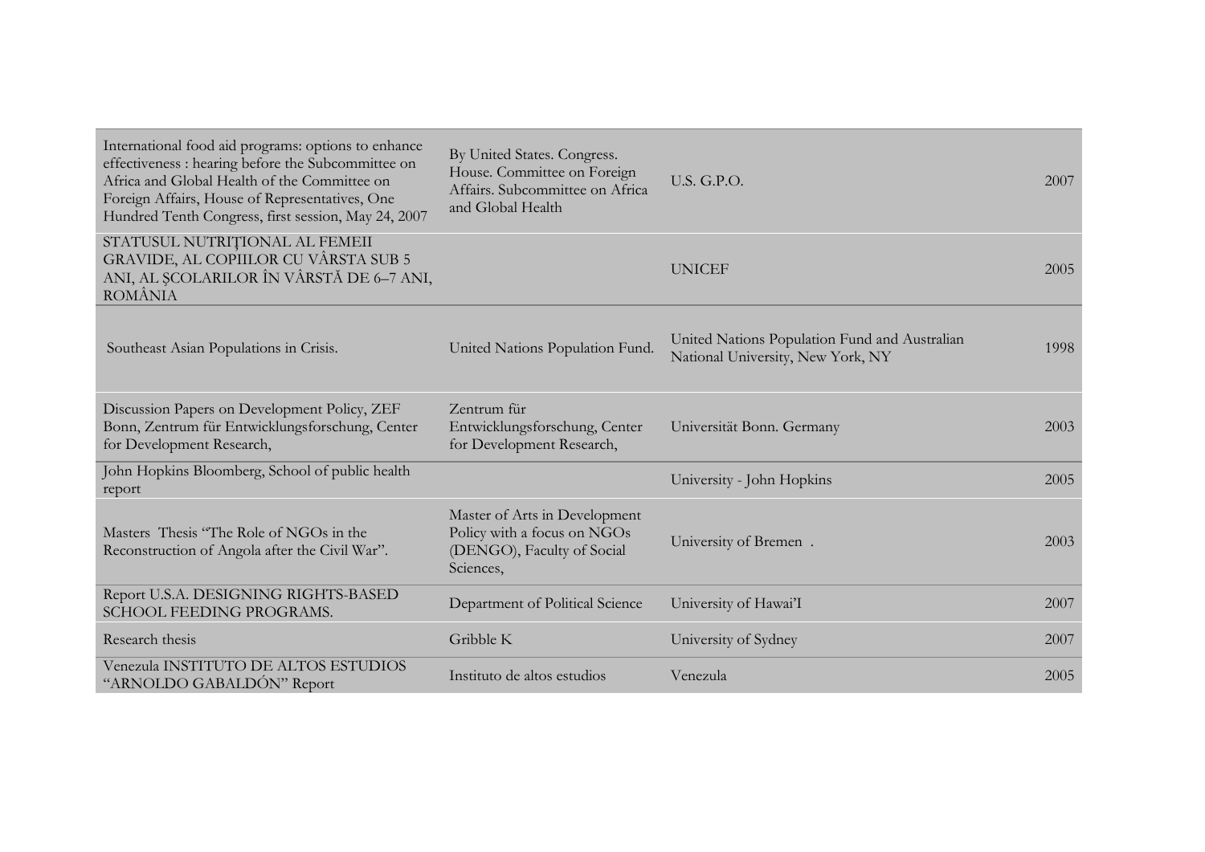| | | | |
|---|---|---|---|
| International food aid programs: options to enhance effectiveness : hearing before the Subcommittee on Africa and Global Health of the Committee on Foreign Affairs, House of Representatives, One Hundred Tenth Congress, first session, May 24, 2007 | By United States. Congress. House. Committee on Foreign Affairs. Subcommittee on Africa and Global Health | U.S. G.P.O. | 2007 |
| STATUSUL NUTRIŢIONAL AL FEMEII GRAVIDE, AL COPIILOR CU VÂRSTA SUB 5 ANI, AL ŞCOLARILOR ÎN VÂRSTĂ DE 6–7 ANI, ROMÂNIA | | UNICEF | 2005 |
| Southeast Asian Populations in Crisis. | United Nations Population Fund. | United Nations Population Fund and Australian National University, New York, NY | 1998 |
| Discussion Papers on Development Policy, ZEF Bonn, Zentrum für Entwicklungsforschung, Center for Development Research, | Zentrum für Entwicklungsforschung, Center for Development Research, | Universität Bonn. Germany | 2003 |
| John Hopkins Bloomberg, School of public health report | | University - John Hopkins | 2005 |
| Masters Thesis "The Role of NGOs in the Reconstruction of Angola after the Civil War". | Master of Arts in Development Policy with a focus on NGOs (DENGO), Faculty of Social Sciences, | University of Bremen . | 2003 |
| Report U.S.A. DESIGNING RIGHTS-BASED SCHOOL FEEDING PROGRAMS. | Department of Political Science | University of Hawai'I | 2007 |
| Research thesis | Gribble K | University of Sydney | 2007 |
| Venezula INSTITUTO DE ALTOS ESTUDIOS "ARNOLDO GABALDÓN" Report | Instituto de altos estudios | Venezula | 2005 |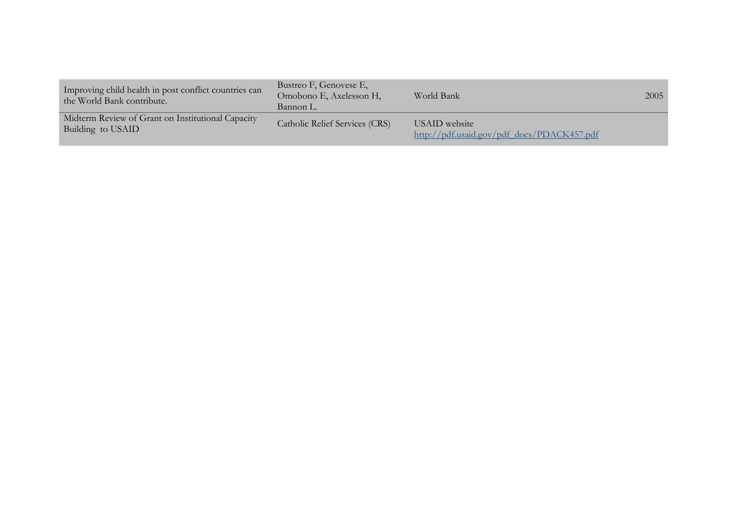| | | | |
|---|---|---|---|
| Improving child health in post conflict countries can the World Bank contribute. | Bustreo F, Genovese E, Omobono E, Axelesson H, Bannon L. | World Bank | 2005 |
| Midterm Review of Grant on Institutional Capacity Building to USAID | Catholic Relief Services (CRS) | USAID website http://pdf.usaid.gov/pdf_docs/PDACK457.pdf | |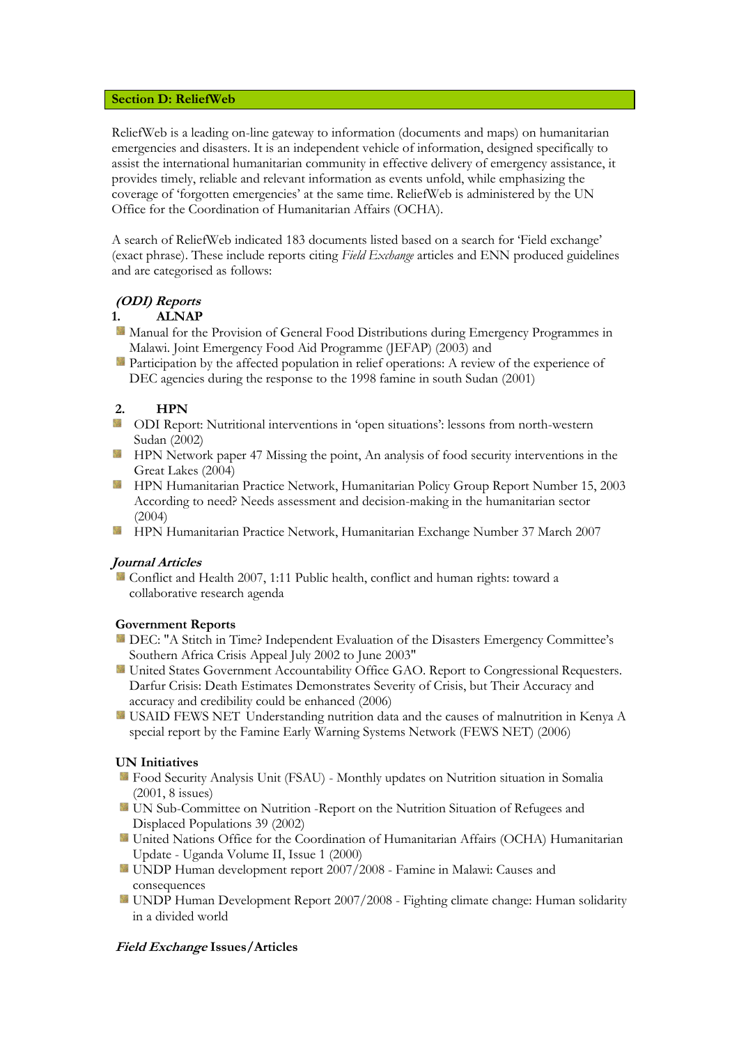## Section D: ReliefWeb

ReliefWeb is a leading on-line gateway to information (documents and maps) on humanitarian emergencies and disasters. It is an independent vehicle of information, designed specifically to assist the international humanitarian community in effective delivery of emergency assistance, it provides timely, reliable and relevant information as events unfold, while emphasizing the coverage of 'forgotten emergencies' at the same time. ReliefWeb is administered by the UN Office for the Coordination of Humanitarian Affairs (OCHA).

A search of ReliefWeb indicated 183 documents listed based on a search for 'Field exchange' (exact phrase). These include reports citing *Field Exchange* articles and ENN produced guidelines and are categorised as follows:

### *(ODI) Reports*

**1. ALNAP**

- Manual for the Provision of General Food Distributions during Emergency Programmes in Malawi. Joint Emergency Food Aid Programme (JEFAP) (2003) and
- Participation by the affected population in relief operations: A review of the experience of DEC agencies during the response to the 1998 famine in south Sudan (2001)

**2. HPN**

- ODI Report: Nutritional interventions in 'open situations': lessons from north-western Sudan (2002)
- HPN Network paper 47 Missing the point, An analysis of food security interventions in the Great Lakes (2004)
- HPN Humanitarian Practice Network, Humanitarian Policy Group Report Number 15, 2003 According to need? Needs assessment and decision-making in the humanitarian sector (2004)
- HPN Humanitarian Practice Network, Humanitarian Exchange Number 37 March 2007

### *Journal Articles*

- Conflict and Health 2007, 1:11 Public health, conflict and human rights: toward a collaborative research agenda

### Government Reports

- DEC: "A Stitch in Time? Independent Evaluation of the Disasters Emergency Committee's Southern Africa Crisis Appeal July 2002 to June 2003"
- United States Government Accountability Office GAO. Report to Congressional Requesters. Darfur Crisis: Death Estimates Demonstrates Severity of Crisis, but Their Accuracy and accuracy and credibility could be enhanced (2006)
- USAID FEWS NET Understanding nutrition data and the causes of malnutrition in Kenya A special report by the Famine Early Warning Systems Network (FEWS NET) (2006)

### UN Initiatives

- Food Security Analysis Unit (FSAU) - Monthly updates on Nutrition situation in Somalia (2001, 8 issues)
- UN Sub-Committee on Nutrition -Report on the Nutrition Situation of Refugees and Displaced Populations 39 (2002)
- United Nations Office for the Coordination of Humanitarian Affairs (OCHA) Humanitarian Update - Uganda Volume II, Issue 1 (2000)
- UNDP Human development report 2007/2008 - Famine in Malawi: Causes and consequences
- UNDP Human Development Report 2007/2008 - Fighting climate change: Human solidarity in a divided world

### *Field Exchange* Issues/Articles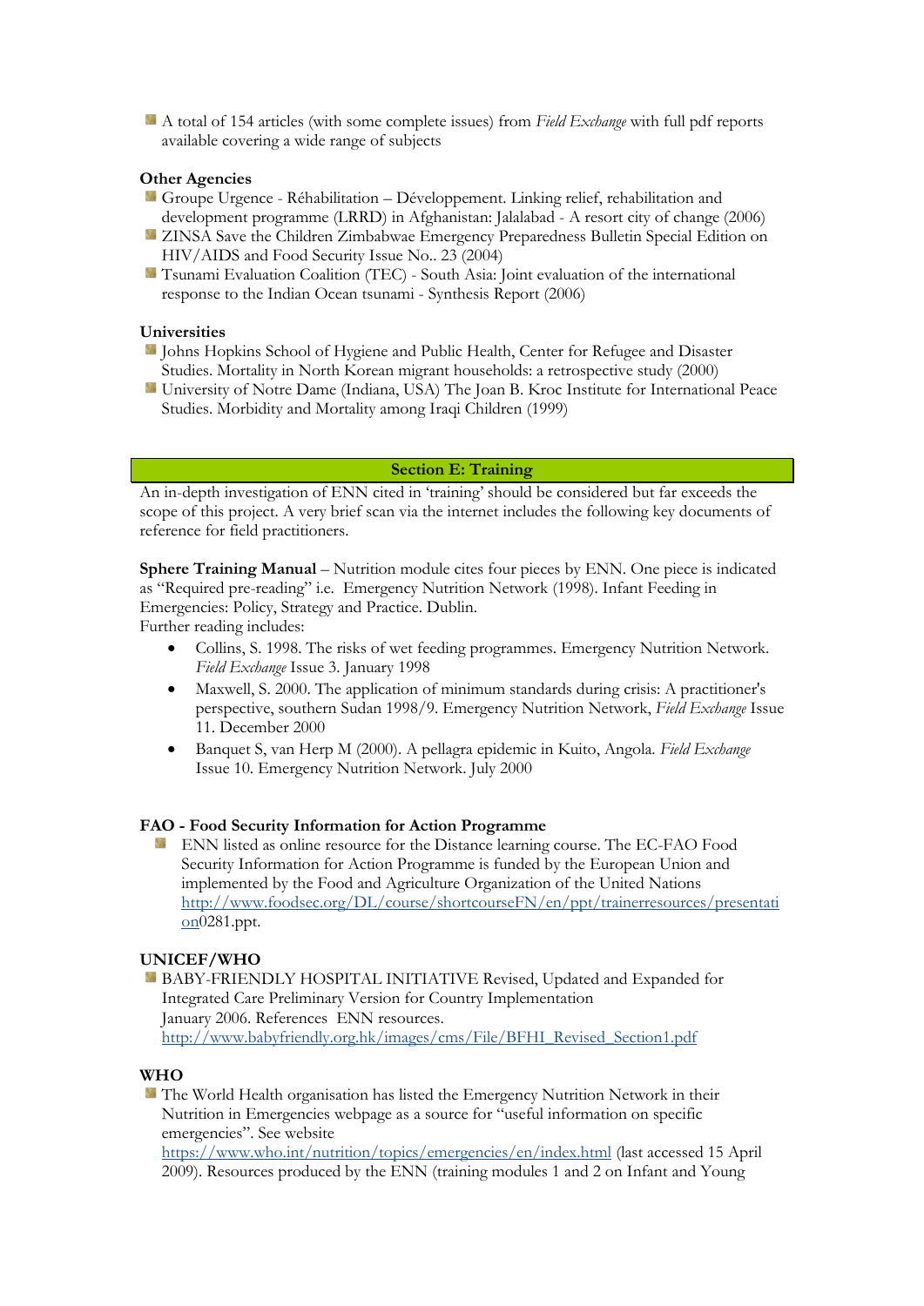- A total of 154 articles (with some complete issues) from *Field Exchange* with full pdf reports available covering a wide range of subjects

**Other Agencies**

- Groupe Urgence - Réhabilitation – Développement. Linking relief, rehabilitation and development programme (LRRD) in Afghanistan: Jalalabad - A resort city of change (2006)
- ZINSA Save the Children Zimbabwe Emergency Preparedness Bulletin Special Edition on HIV/AIDS and Food Security Issue No.. 23 (2004)
- Tsunami Evaluation Coalition (TEC) - South Asia: Joint evaluation of the international response to the Indian Ocean tsunami - Synthesis Report (2006)

**Universities**

- Johns Hopkins School of Hygiene and Public Health, Center for Refugee and Disaster Studies. Mortality in North Korean migrant households: a retrospective study (2000)
- University of Notre Dame (Indiana, USA) The Joan B. Kroc Institute for International Peace Studies. Morbidity and Mortality among Iraqi Children (1999)

## Section E: Training

An in-depth investigation of ENN cited in 'training' should be considered but far exceeds the scope of this project. A very brief scan via the internet includes the following key documents of reference for field practitioners.

**Sphere Training Manual** – Nutrition module cites four pieces by ENN. One piece is indicated as "Required pre-reading" i.e. Emergency Nutrition Network (1998). Infant Feeding in Emergencies: Policy, Strategy and Practice. Dublin.
Further reading includes:

- Collins, S. 1998. The risks of wet feeding programmes. Emergency Nutrition Network. *Field Exchange* Issue 3. January 1998
- Maxwell, S. 2000. The application of minimum standards during crisis: A practitioner's perspective, southern Sudan 1998/9. Emergency Nutrition Network, *Field Exchange* Issue 11. December 2000
- Banquet S, van Herp M (2000). A pellagra epidemic in Kuito, Angola. *Field Exchange* Issue 10. Emergency Nutrition Network. July 2000

**FAO - Food Security Information for Action Programme**

- ENN listed as online resource for the Distance learning course. The EC-FAO Food Security Information for Action Programme is funded by the European Union and implemented by the Food and Agriculture Organization of the United Nations http://www.foodsec.org/DL/course/shortcourseFN/en/ppt/trainerresources/presentation0281.ppt.

**UNICEF/WHO**

- BABY-FRIENDLY HOSPITAL INITIATIVE Revised, Updated and Expanded for Integrated Care Preliminary Version for Country Implementation
January 2006. References ENN resources.
http://www.babyfriendly.org.hk/images/cms/File/BFHI_Revised_Section1.pdf

**WHO**

- The World Health organisation has listed the Emergency Nutrition Network in their Nutrition in Emergencies webpage as a source for "useful information on specific emergencies". See website
https://www.who.int/nutrition/topics/emergencies/en/index.html (last accessed 15 April 2009). Resources produced by the ENN (training modules 1 and 2 on Infant and Young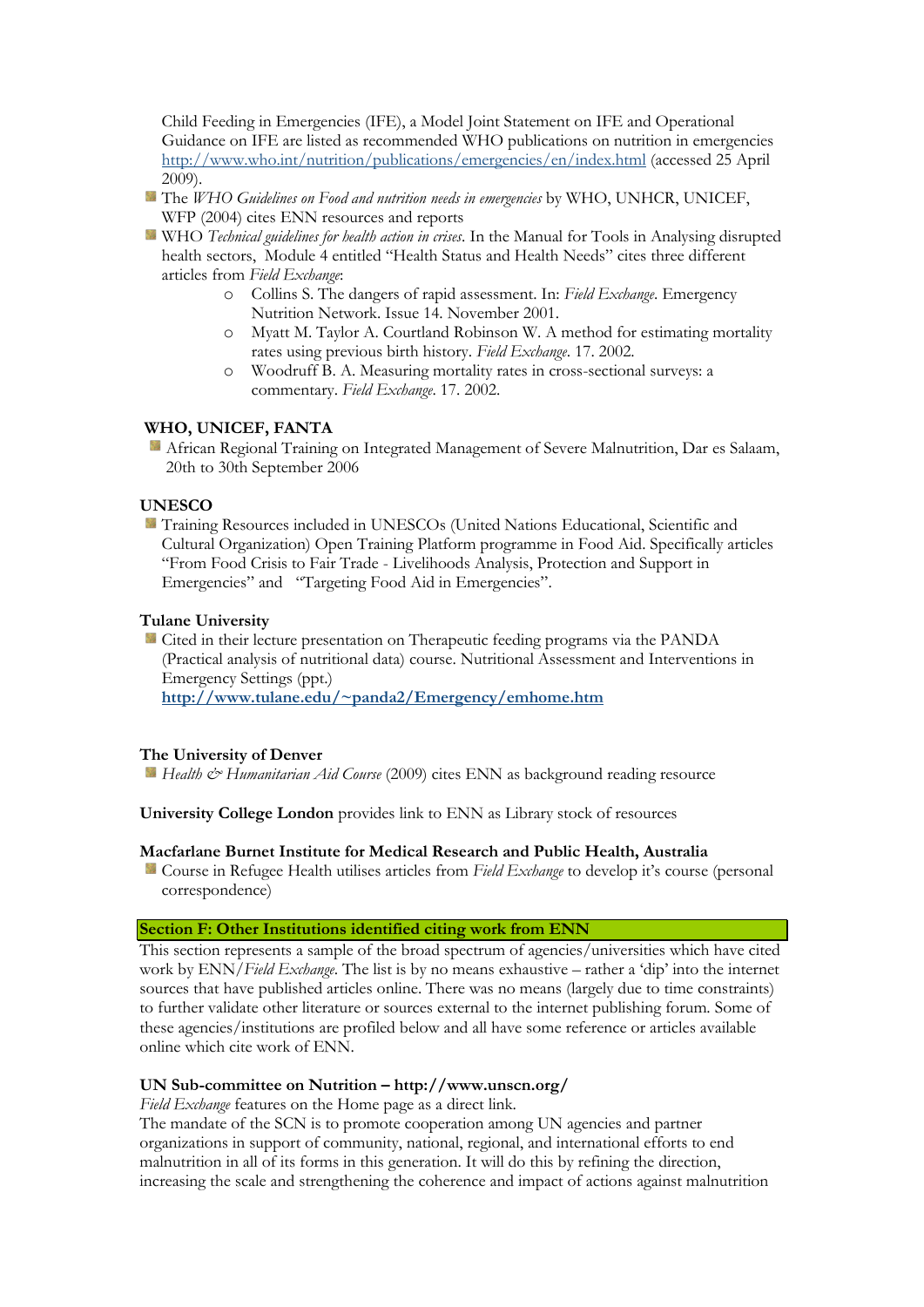Child Feeding in Emergencies (IFE), a Model Joint Statement on IFE and Operational Guidance on IFE are listed as recommended WHO publications on nutrition in emergencies http://www.who.int/nutrition/publications/emergencies/en/index.html (accessed 25 April 2009).

- The *WHO Guidelines on Food and nutrition needs in emergencies* by WHO, UNHCR, UNICEF, WFP (2004) cites ENN resources and reports
- WHO *Technical guidelines for health action in crises*. In the Manual for Tools in Analysing disrupted health sectors, Module 4 entitled "Health Status and Health Needs" cites three different articles from *Field Exchange*:
  - Collins S. The dangers of rapid assessment. In: *Field Exchange*. Emergency Nutrition Network. Issue 14. November 2001.
  - Myatt M. Taylor A. Courtland Robinson W. A method for estimating mortality rates using previous birth history. *Field Exchange*. 17. 2002.
  - Woodruff B. A. Measuring mortality rates in cross-sectional surveys: a commentary. *Field Exchange*. 17. 2002.

**WHO, UNICEF, FANTA**

- African Regional Training on Integrated Management of Severe Malnutrition, Dar es Salaam, 20th to 30th September 2006

**UNESCO**

- Training Resources included in UNESCOs (United Nations Educational, Scientific and Cultural Organization) Open Training Platform programme in Food Aid. Specifically articles "From Food Crisis to Fair Trade - Livelihoods Analysis, Protection and Support in Emergencies" and "Targeting Food Aid in Emergencies".

**Tulane University**

- Cited in their lecture presentation on Therapeutic feeding programs via the PANDA (Practical analysis of nutritional data) course. Nutritional Assessment and Interventions in Emergency Settings (ppt.)
  **http://www.tulane.edu/~panda2/Emergency/emhome.htm**

**The University of Denver**

- *Health & Humanitarian Aid Course* (2009) cites ENN as background reading resource

**University College London** provides link to ENN as Library stock of resources

**Macfarlane Burnet Institute for Medical Research and Public Health, Australia**

- Course in Refugee Health utilises articles from *Field Exchange* to develop it's course (personal correspondence)

## Section F: Other Institutions identified citing work from ENN

This section represents a sample of the broad spectrum of agencies/universities which have cited work by ENN/*Field Exchange*. The list is by no means exhaustive – rather a 'dip' into the internet sources that have published articles online. There was no means (largely due to time constraints) to further validate other literature or sources external to the internet publishing forum. Some of these agencies/institutions are profiled below and all have some reference or articles available online which cite work of ENN.

**UN Sub-committee on Nutrition – http://www.unscn.org/**

*Field Exchange* features on the Home page as a direct link.

The mandate of the SCN is to promote cooperation among UN agencies and partner organizations in support of community, national, regional, and international efforts to end malnutrition in all of its forms in this generation. It will do this by refining the direction, increasing the scale and strengthening the coherence and impact of actions against malnutrition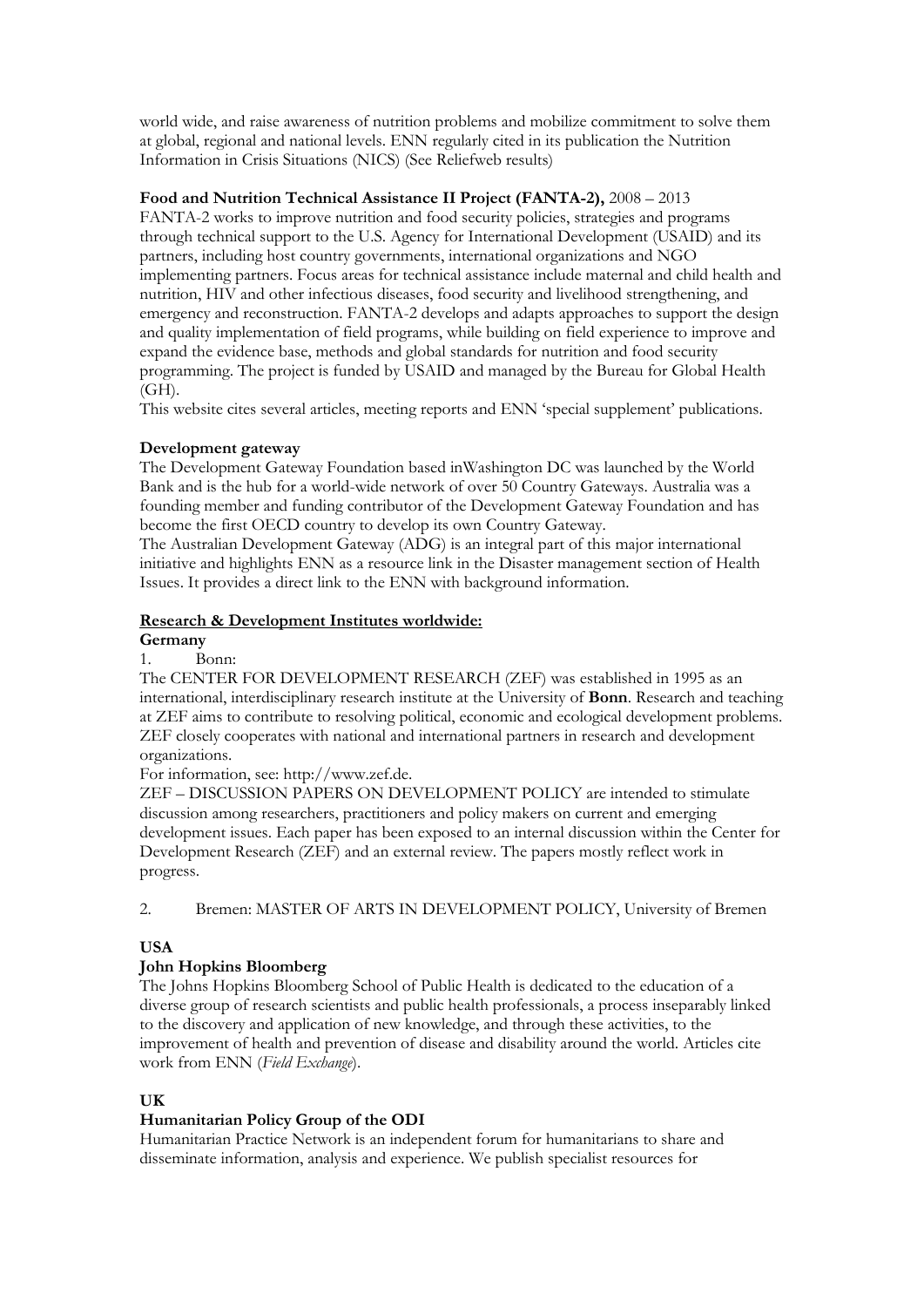world wide, and raise awareness of nutrition problems and mobilize commitment to solve them at global, regional and national levels. ENN regularly cited in its publication the Nutrition Information in Crisis Situations (NICS) (See Reliefweb results)

**Food and Nutrition Technical Assistance II Project (FANTA-2),** 2008 – 2013

FANTA-2 works to improve nutrition and food security policies, strategies and programs through technical support to the U.S. Agency for International Development (USAID) and its partners, including host country governments, international organizations and NGO implementing partners. Focus areas for technical assistance include maternal and child health and nutrition, HIV and other infectious diseases, food security and livelihood strengthening, and emergency and reconstruction. FANTA-2 develops and adapts approaches to support the design and quality implementation of field programs, while building on field experience to improve and expand the evidence base, methods and global standards for nutrition and food security programming. The project is funded by USAID and managed by the Bureau for Global Health (GH).

This website cites several articles, meeting reports and ENN 'special supplement' publications.

**Development gateway**

The Development Gateway Foundation based inWashington DC was launched by the World Bank and is the hub for a world-wide network of over 50 Country Gateways. Australia was a founding member and funding contributor of the Development Gateway Foundation and has become the first OECD country to develop its own Country Gateway.

The Australian Development Gateway (ADG) is an integral part of this major international initiative and highlights ENN as a resource link in the Disaster management section of Health Issues. It provides a direct link to the ENN with background information.

**<u>Research & Development Institutes worldwide:</u>**

**Germany**

1. Bonn:

The CENTER FOR DEVELOPMENT RESEARCH (ZEF) was established in 1995 as an international, interdisciplinary research institute at the University of **Bonn**. Research and teaching at ZEF aims to contribute to resolving political, economic and ecological development problems. ZEF closely cooperates with national and international partners in research and development organizations.

For information, see: http://www.zef.de.

ZEF – DISCUSSION PAPERS ON DEVELOPMENT POLICY are intended to stimulate discussion among researchers, practitioners and policy makers on current and emerging development issues. Each paper has been exposed to an internal discussion within the Center for Development Research (ZEF) and an external review. The papers mostly reflect work in progress.

2. Bremen: MASTER OF ARTS IN DEVELOPMENT POLICY, University of Bremen

**USA**

**John Hopkins Bloomberg**

The Johns Hopkins Bloomberg School of Public Health is dedicated to the education of a diverse group of research scientists and public health professionals, a process inseparably linked to the discovery and application of new knowledge, and through these activities, to the improvement of health and prevention of disease and disability around the world. Articles cite work from ENN (*Field Exchange*).

**UK**

**Humanitarian Policy Group of the ODI**

Humanitarian Practice Network is an independent forum for humanitarians to share and disseminate information, analysis and experience. We publish specialist resources for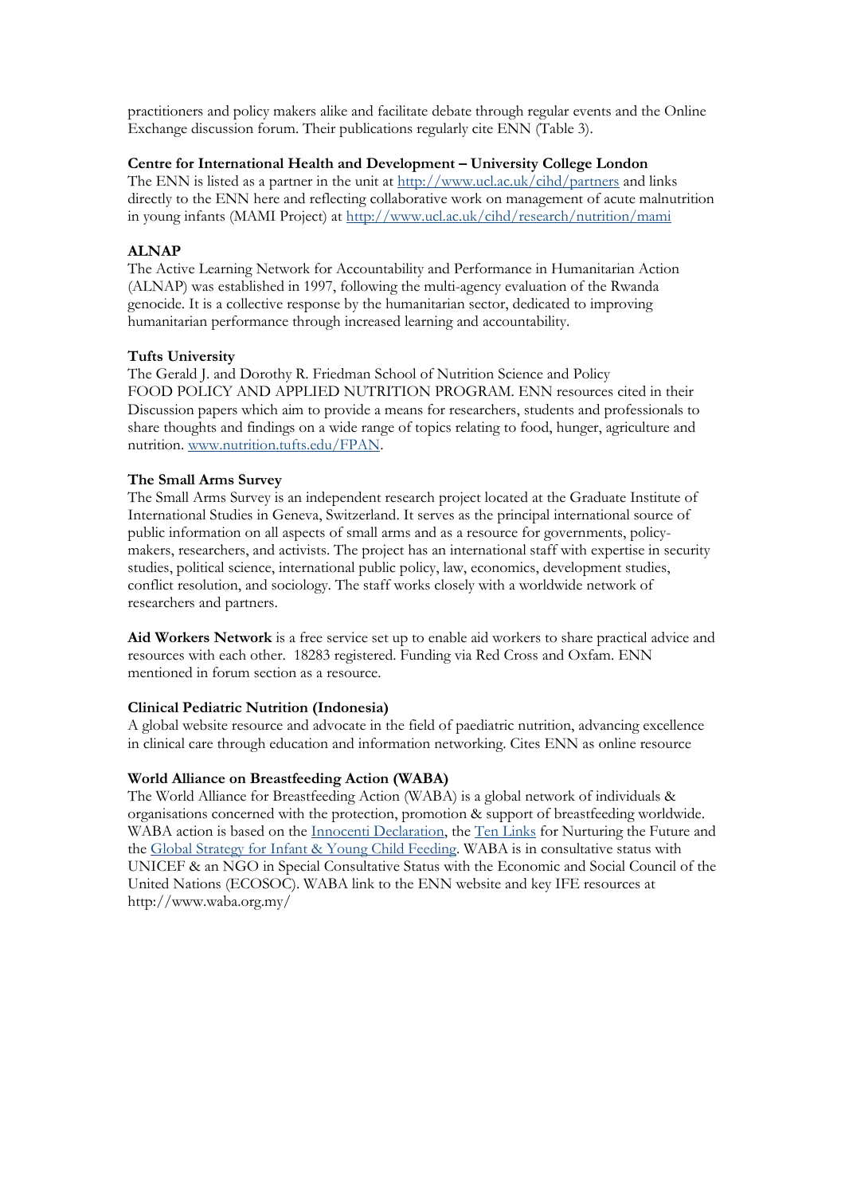practitioners and policy makers alike and facilitate debate through regular events and the Online Exchange discussion forum. Their publications regularly cite ENN (Table 3).

**Centre for International Health and Development – University College London**
The ENN is listed as a partner in the unit at http://www.ucl.ac.uk/cihd/partners and links directly to the ENN here and reflecting collaborative work on management of acute malnutrition in young infants (MAMI Project) at http://www.ucl.ac.uk/cihd/research/nutrition/mami

**ALNAP**
The Active Learning Network for Accountability and Performance in Humanitarian Action (ALNAP) was established in 1997, following the multi-agency evaluation of the Rwanda genocide. It is a collective response by the humanitarian sector, dedicated to improving humanitarian performance through increased learning and accountability.

**Tufts University**
The Gerald J. and Dorothy R. Friedman School of Nutrition Science and Policy
FOOD POLICY AND APPLIED NUTRITION PROGRAM. ENN resources cited in their Discussion papers which aim to provide a means for researchers, students and professionals to share thoughts and findings on a wide range of topics relating to food, hunger, agriculture and nutrition. www.nutrition.tufts.edu/FPAN.

**The Small Arms Survey**
The Small Arms Survey is an independent research project located at the Graduate Institute of International Studies in Geneva, Switzerland. It serves as the principal international source of public information on all aspects of small arms and as a resource for governments, policy-makers, researchers, and activists. The project has an international staff with expertise in security studies, political science, international public policy, law, economics, development studies, conflict resolution, and sociology. The staff works closely with a worldwide network of researchers and partners.

**Aid Workers Network** is a free service set up to enable aid workers to share practical advice and resources with each other. 18283 registered. Funding via Red Cross and Oxfam. ENN mentioned in forum section as a resource.

**Clinical Pediatric Nutrition (Indonesia)**
A global website resource and advocate in the field of paediatric nutrition, advancing excellence in clinical care through education and information networking. Cites ENN as online resource

**World Alliance on Breastfeeding Action (WABA)**
The World Alliance for Breastfeeding Action (WABA) is a global network of individuals & organisations concerned with the protection, promotion & support of breastfeeding worldwide. WABA action is based on the Innocenti Declaration, the Ten Links for Nurturing the Future and the Global Strategy for Infant & Young Child Feeding. WABA is in consultative status with UNICEF & an NGO in Special Consultative Status with the Economic and Social Council of the United Nations (ECOSOC). WABA link to the ENN website and key IFE resources at http://www.waba.org.my/